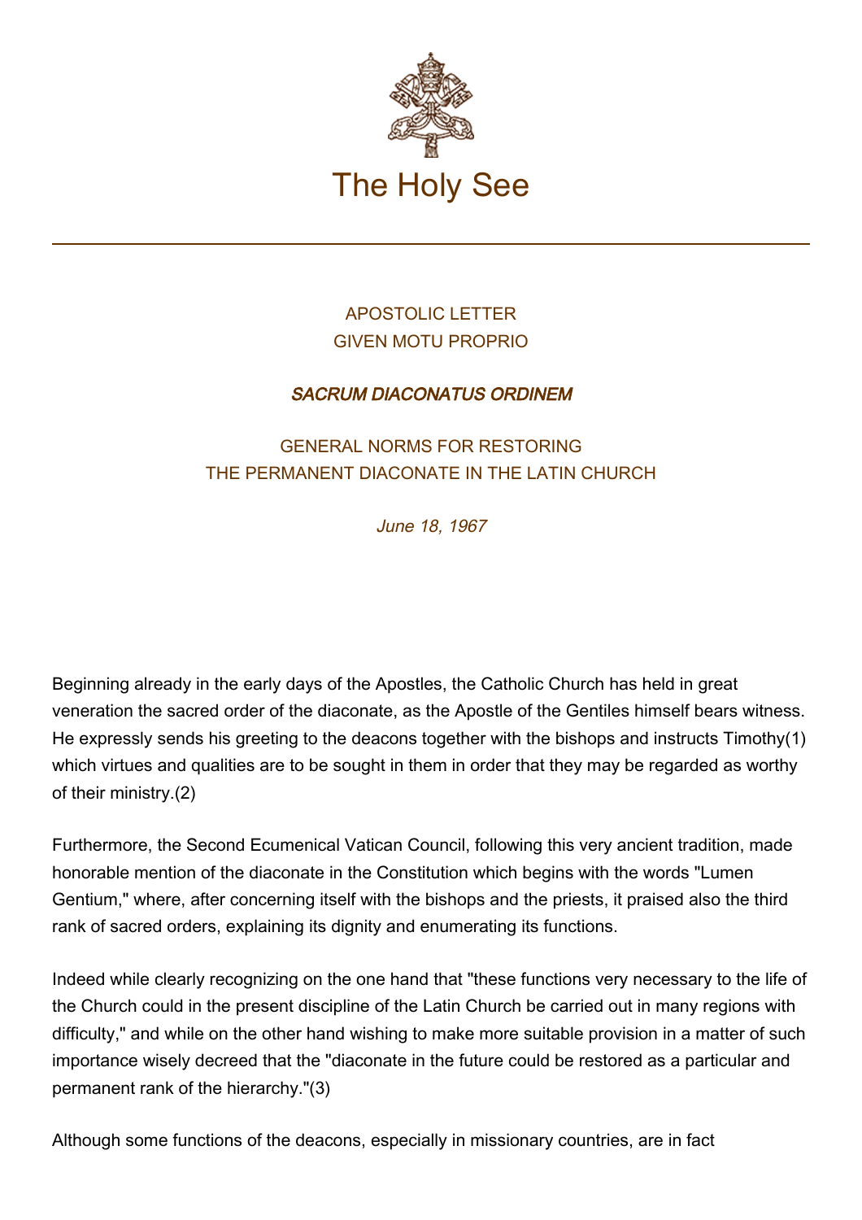# The Holy See

APOSTOLIC LETTER
GIVEN MOTU PROPRIO

## *SACRUM DIACONATUS ORDINEM*

### GENERAL NORMS FOR RESTORING THE PERMANENT DIACONATE IN THE LATIN CHURCH

*June 18, 1967*

Beginning already in the early days of the Apostles, the Catholic Church has held in great veneration the sacred order of the diaconate, as the Apostle of the Gentiles himself bears witness. He expressly sends his greeting to the deacons together with the bishops and instructs Timothy(1) which virtues and qualities are to be sought in them in order that they may be regarded as worthy of their ministry.(2)

Furthermore, the Second Ecumenical Vatican Council, following this very ancient tradition, made honorable mention of the diaconate in the Constitution which begins with the words "Lumen Gentium," where, after concerning itself with the bishops and the priests, it praised also the third rank of sacred orders, explaining its dignity and enumerating its functions.

Indeed while clearly recognizing on the one hand that "these functions very necessary to the life of the Church could in the present discipline of the Latin Church be carried out in many regions with difficulty," and while on the other hand wishing to make more suitable provision in a matter of such importance wisely decreed that the "diaconate in the future could be restored as a particular and permanent rank of the hierarchy."(3)

Although some functions of the deacons, especially in missionary countries, are in fact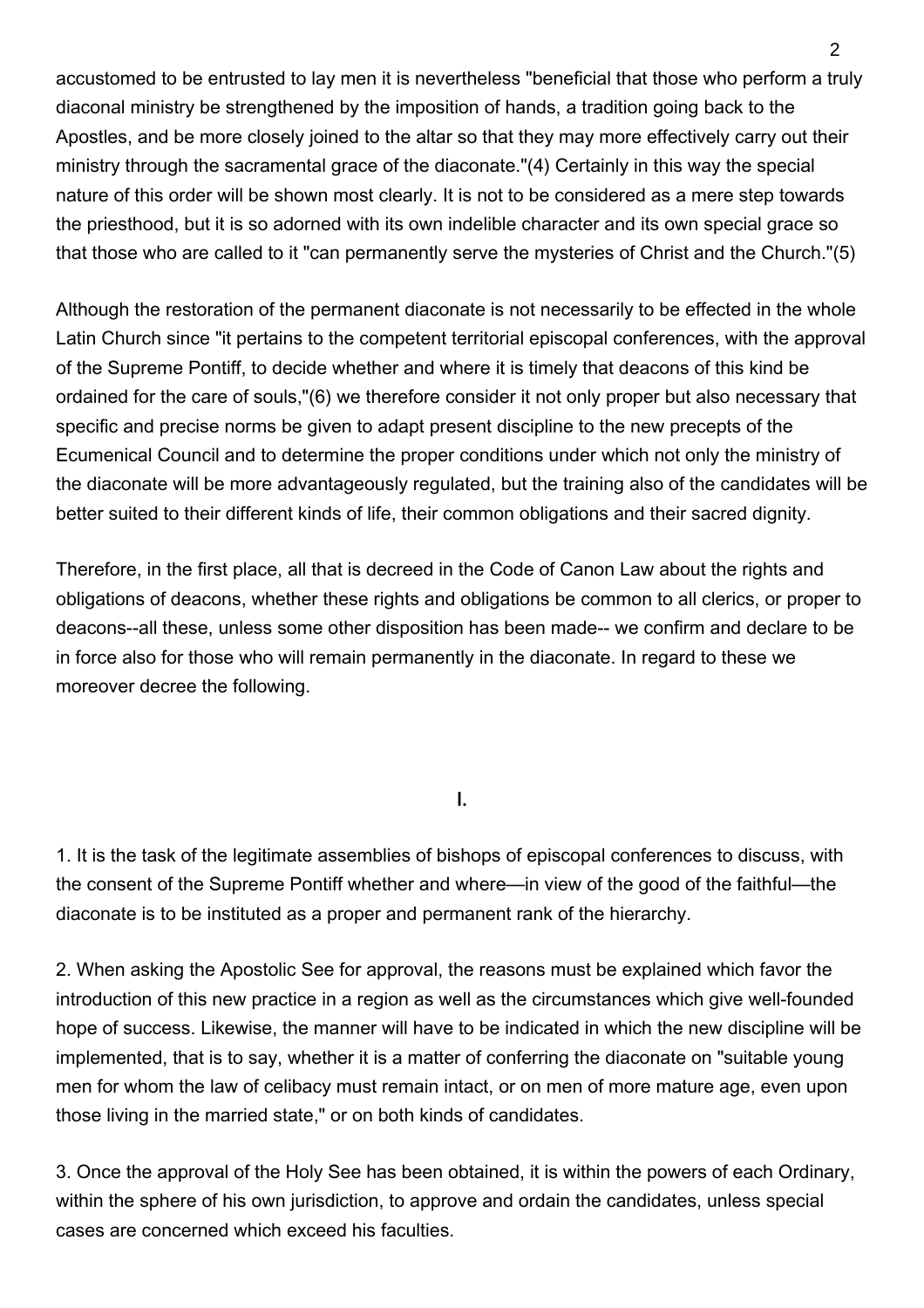accustomed to be entrusted to lay men it is nevertheless "beneficial that those who perform a truly diaconal ministry be strengthened by the imposition of hands, a tradition going back to the Apostles, and be more closely joined to the altar so that they may more effectively carry out their ministry through the sacramental grace of the diaconate."(4) Certainly in this way the special nature of this order will be shown most clearly. It is not to be considered as a mere step towards the priesthood, but it is so adorned with its own indelible character and its own special grace so that those who are called to it "can permanently serve the mysteries of Christ and the Church."(5)

Although the restoration of the permanent diaconate is not necessarily to be effected in the whole Latin Church since "it pertains to the competent territorial episcopal conferences, with the approval of the Supreme Pontiff, to decide whether and where it is timely that deacons of this kind be ordained for the care of souls,"(6) we therefore consider it not only proper but also necessary that specific and precise norms be given to adapt present discipline to the new precepts of the Ecumenical Council and to determine the proper conditions under which not only the ministry of the diaconate will be more advantageously regulated, but the training also of the candidates will be better suited to their different kinds of life, their common obligations and their sacred dignity.

Therefore, in the first place, all that is decreed in the Code of Canon Law about the rights and obligations of deacons, whether these rights and obligations be common to all clerics, or proper to deacons--all these, unless some other disposition has been made-- we confirm and declare to be in force also for those who will remain permanently in the diaconate. In regard to these we moreover decree the following.

## I.

1. It is the task of the legitimate assemblies of bishops of episcopal conferences to discuss, with the consent of the Supreme Pontiff whether and where—in view of the good of the faithful—the diaconate is to be instituted as a proper and permanent rank of the hierarchy.

2. When asking the Apostolic See for approval, the reasons must be explained which favor the introduction of this new practice in a region as well as the circumstances which give well-founded hope of success. Likewise, the manner will have to be indicated in which the new discipline will be implemented, that is to say, whether it is a matter of conferring the diaconate on "suitable young men for whom the law of celibacy must remain intact, or on men of more mature age, even upon those living in the married state," or on both kinds of candidates.

3. Once the approval of the Holy See has been obtained, it is within the powers of each Ordinary, within the sphere of his own jurisdiction, to approve and ordain the candidates, unless special cases are concerned which exceed his faculties.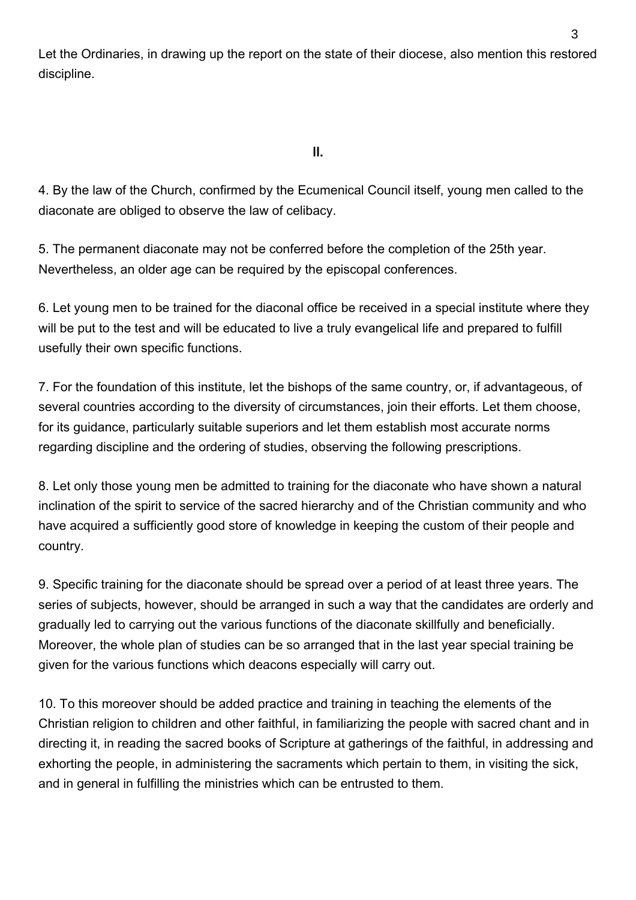Let the Ordinaries, in drawing up the report on the state of their diocese, also mention this restored discipline.

## II.

4. By the law of the Church, confirmed by the Ecumenical Council itself, young men called to the diaconate are obliged to observe the law of celibacy.

5. The permanent diaconate may not be conferred before the completion of the 25th year. Nevertheless, an older age can be required by the episcopal conferences.

6. Let young men to be trained for the diaconal office be received in a special institute where they will be put to the test and will be educated to live a truly evangelical life and prepared to fulfill usefully their own specific functions.

7. For the foundation of this institute, let the bishops of the same country, or, if advantageous, of several countries according to the diversity of circumstances, join their efforts. Let them choose, for its guidance, particularly suitable superiors and let them establish most accurate norms regarding discipline and the ordering of studies, observing the following prescriptions.

8. Let only those young men be admitted to training for the diaconate who have shown a natural inclination of the spirit to service of the sacred hierarchy and of the Christian community and who have acquired a sufficiently good store of knowledge in keeping the custom of their people and country.

9. Specific training for the diaconate should be spread over a period of at least three years. The series of subjects, however, should be arranged in such a way that the candidates are orderly and gradually led to carrying out the various functions of the diaconate skillfully and beneficially. Moreover, the whole plan of studies can be so arranged that in the last year special training be given for the various functions which deacons especially will carry out.

10. To this moreover should be added practice and training in teaching the elements of the Christian religion to children and other faithful, in familiarizing the people with sacred chant and in directing it, in reading the sacred books of Scripture at gatherings of the faithful, in addressing and exhorting the people, in administering the sacraments which pertain to them, in visiting the sick, and in general in fulfilling the ministries which can be entrusted to them.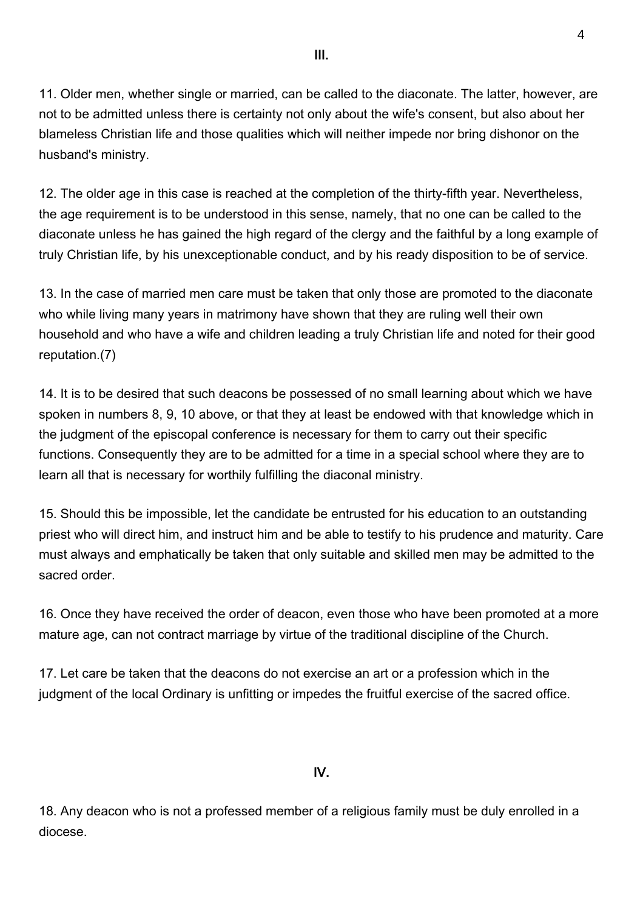## III.

11. Older men, whether single or married, can be called to the diaconate. The latter, however, are not to be admitted unless there is certainty not only about the wife's consent, but also about her blameless Christian life and those qualities which will neither impede nor bring dishonor on the husband's ministry.

12. The older age in this case is reached at the completion of the thirty-fifth year. Nevertheless, the age requirement is to be understood in this sense, namely, that no one can be called to the diaconate unless he has gained the high regard of the clergy and the faithful by a long example of truly Christian life, by his unexceptionable conduct, and by his ready disposition to be of service.

13. In the case of married men care must be taken that only those are promoted to the diaconate who while living many years in matrimony have shown that they are ruling well their own household and who have a wife and children leading a truly Christian life and noted for their good reputation.(7)

14. It is to be desired that such deacons be possessed of no small learning about which we have spoken in numbers 8, 9, 10 above, or that they at least be endowed with that knowledge which in the judgment of the episcopal conference is necessary for them to carry out their specific functions. Consequently they are to be admitted for a time in a special school where they are to learn all that is necessary for worthily fulfilling the diaconal ministry.

15. Should this be impossible, let the candidate be entrusted for his education to an outstanding priest who will direct him, and instruct him and be able to testify to his prudence and maturity. Care must always and emphatically be taken that only suitable and skilled men may be admitted to the sacred order.

16. Once they have received the order of deacon, even those who have been promoted at a more mature age, can not contract marriage by virtue of the traditional discipline of the Church.

17. Let care be taken that the deacons do not exercise an art or a profession which in the judgment of the local Ordinary is unfitting or impedes the fruitful exercise of the sacred office.

## IV.

18. Any deacon who is not a professed member of a religious family must be duly enrolled in a diocese.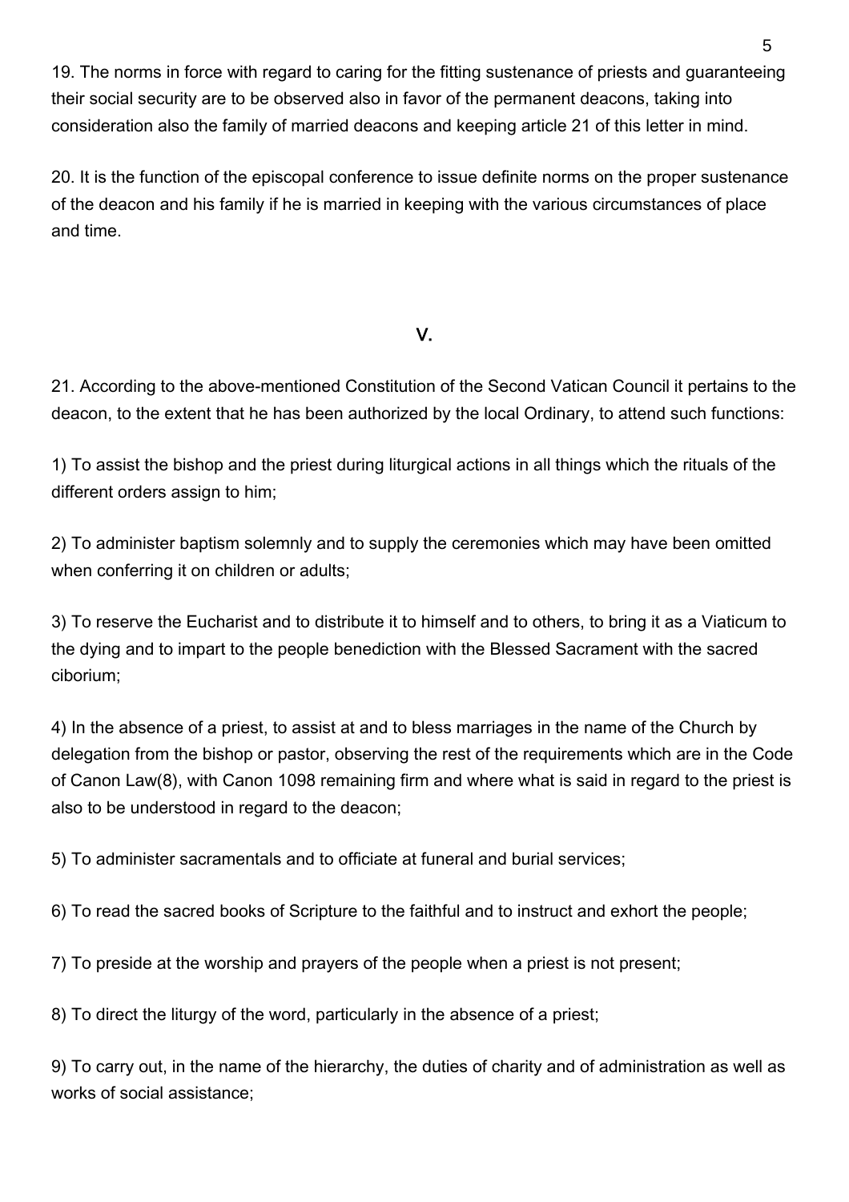19. The norms in force with regard to caring for the fitting sustenance of priests and guaranteeing their social security are to be observed also in favor of the permanent deacons, taking into consideration also the family of married deacons and keeping article 21 of this letter in mind.

20. It is the function of the episcopal conference to issue definite norms on the proper sustenance of the deacon and his family if he is married in keeping with the various circumstances of place and time.

## V.

21. According to the above-mentioned Constitution of the Second Vatican Council it pertains to the deacon, to the extent that he has been authorized by the local Ordinary, to attend such functions:

1) To assist the bishop and the priest during liturgical actions in all things which the rituals of the different orders assign to him;

2) To administer baptism solemnly and to supply the ceremonies which may have been omitted when conferring it on children or adults;

3) To reserve the Eucharist and to distribute it to himself and to others, to bring it as a Viaticum to the dying and to impart to the people benediction with the Blessed Sacrament with the sacred ciborium;

4) In the absence of a priest, to assist at and to bless marriages in the name of the Church by delegation from the bishop or pastor, observing the rest of the requirements which are in the Code of Canon Law(8), with Canon 1098 remaining firm and where what is said in regard to the priest is also to be understood in regard to the deacon;

5) To administer sacramentals and to officiate at funeral and burial services;

6) To read the sacred books of Scripture to the faithful and to instruct and exhort the people;

7) To preside at the worship and prayers of the people when a priest is not present;

8) To direct the liturgy of the word, particularly in the absence of a priest;

9) To carry out, in the name of the hierarchy, the duties of charity and of administration as well as works of social assistance;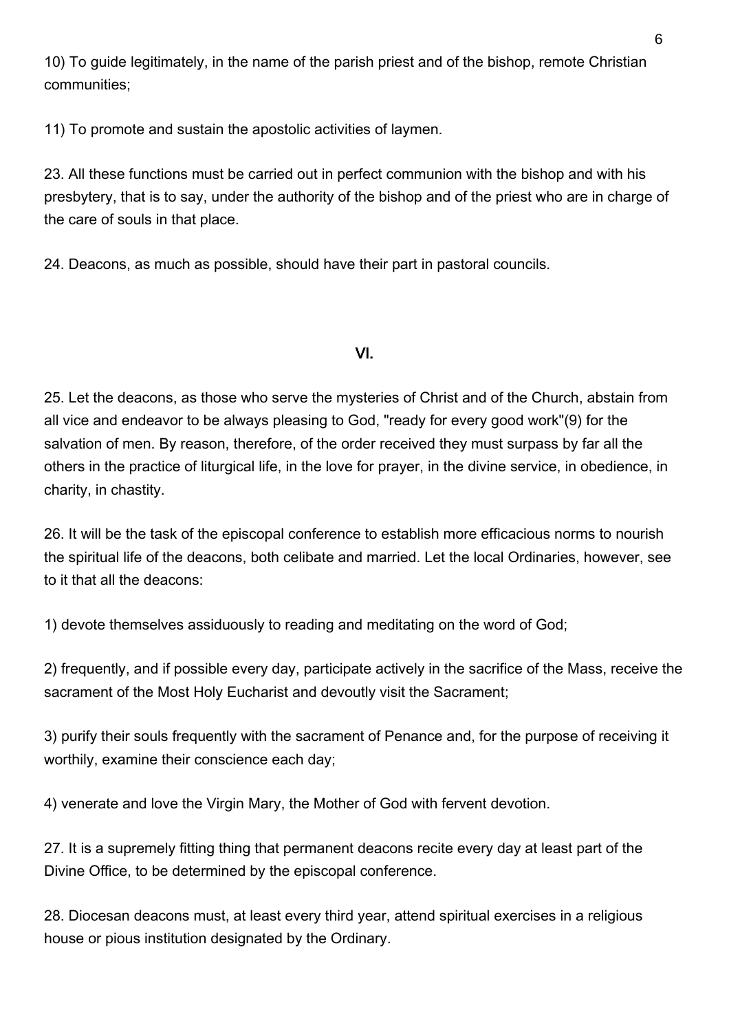10) To guide legitimately, in the name of the parish priest and of the bishop, remote Christian communities;

11) To promote and sustain the apostolic activities of laymen.

23. All these functions must be carried out in perfect communion with the bishop and with his presbytery, that is to say, under the authority of the bishop and of the priest who are in charge of the care of souls in that place.

24. Deacons, as much as possible, should have their part in pastoral councils.

## VI.

25. Let the deacons, as those who serve the mysteries of Christ and of the Church, abstain from all vice and endeavor to be always pleasing to God, "ready for every good work"(9) for the salvation of men. By reason, therefore, of the order received they must surpass by far all the others in the practice of liturgical life, in the love for prayer, in the divine service, in obedience, in charity, in chastity.

26. It will be the task of the episcopal conference to establish more efficacious norms to nourish the spiritual life of the deacons, both celibate and married. Let the local Ordinaries, however, see to it that all the deacons:

1) devote themselves assiduously to reading and meditating on the word of God;

2) frequently, and if possible every day, participate actively in the sacrifice of the Mass, receive the sacrament of the Most Holy Eucharist and devoutly visit the Sacrament;

3) purify their souls frequently with the sacrament of Penance and, for the purpose of receiving it worthily, examine their conscience each day;

4) venerate and love the Virgin Mary, the Mother of God with fervent devotion.

27. It is a supremely fitting thing that permanent deacons recite every day at least part of the Divine Office, to be determined by the episcopal conference.

28. Diocesan deacons must, at least every third year, attend spiritual exercises in a religious house or pious institution designated by the Ordinary.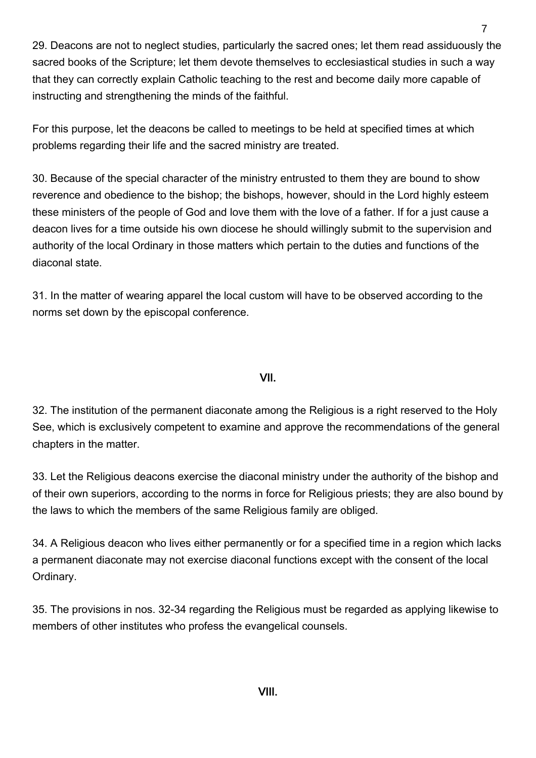29. Deacons are not to neglect studies, particularly the sacred ones; let them read assiduously the sacred books of the Scripture; let them devote themselves to ecclesiastical studies in such a way that they can correctly explain Catholic teaching to the rest and become daily more capable of instructing and strengthening the minds of the faithful.

For this purpose, let the deacons be called to meetings to be held at specified times at which problems regarding their life and the sacred ministry are treated.

30. Because of the special character of the ministry entrusted to them they are bound to show reverence and obedience to the bishop; the bishops, however, should in the Lord highly esteem these ministers of the people of God and love them with the love of a father. If for a just cause a deacon lives for a time outside his own diocese he should willingly submit to the supervision and authority of the local Ordinary in those matters which pertain to the duties and functions of the diaconal state.

31. In the matter of wearing apparel the local custom will have to be observed according to the norms set down by the episcopal conference.

## VII.

32. The institution of the permanent diaconate among the Religious is a right reserved to the Holy See, which is exclusively competent to examine and approve the recommendations of the general chapters in the matter.

33. Let the Religious deacons exercise the diaconal ministry under the authority of the bishop and of their own superiors, according to the norms in force for Religious priests; they are also bound by the laws to which the members of the same Religious family are obliged.

34. A Religious deacon who lives either permanently or for a specified time in a region which lacks a permanent diaconate may not exercise diaconal functions except with the consent of the local Ordinary.

35. The provisions in nos. 32-34 regarding the Religious must be regarded as applying likewise to members of other institutes who profess the evangelical counsels.

## VIII.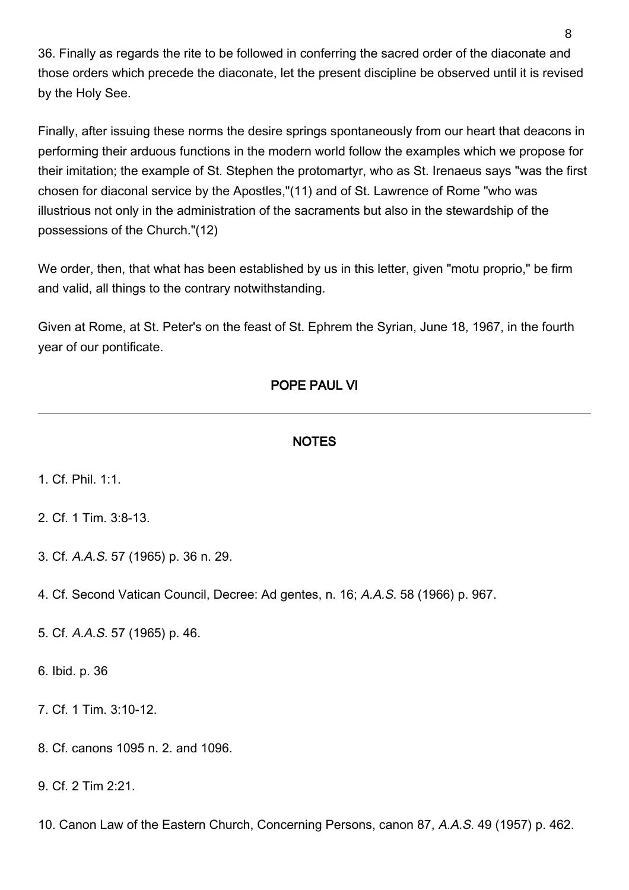36. Finally as regards the rite to be followed in conferring the sacred order of the diaconate and those orders which precede the diaconate, let the present discipline be observed until it is revised by the Holy See.

Finally, after issuing these norms the desire springs spontaneously from our heart that deacons in performing their arduous functions in the modern world follow the examples which we propose for their imitation; the example of St. Stephen the protomartyr, who as St. Irenaeus says "was the first chosen for diaconal service by the Apostles,"(11) and of St. Lawrence of Rome "who was illustrious not only in the administration of the sacraments but also in the stewardship of the possessions of the Church."(12)

We order, then, that what has been established by us in this letter, given "motu proprio," be firm and valid, all things to the contrary notwithstanding.

Given at Rome, at St. Peter's on the feast of St. Ephrem the Syrian, June 18, 1967, in the fourth year of our pontificate.

**POPE PAUL VI**

---

**NOTES**

1. Cf. Phil. 1:1.

2. Cf. 1 Tim. 3:8-13.

3. Cf. *A.A.S.* 57 (1965) p. 36 n. 29.

4. Cf. Second Vatican Council, Decree: Ad gentes, n. 16; *A.A.S.* 58 (1966) p. 967.

5. Cf. *A.A.S.* 57 (1965) p. 46.

6. Ibid. p. 36

7. Cf. 1 Tim. 3:10-12.

8. Cf. canons 1095 n. 2. and 1096.

9. Cf. 2 Tim 2:21.

10. Canon Law of the Eastern Church, Concerning Persons, canon 87, *A.A.S.* 49 (1957) p. 462.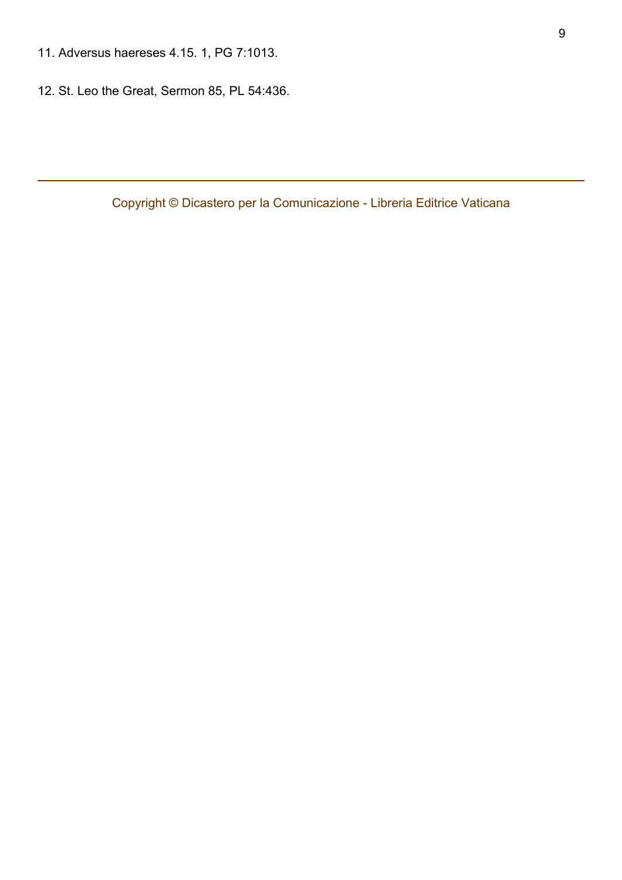11. Adversus haereses 4.15. 1, PG 7:1013.

12. St. Leo the Great, Sermon 85, PL 54:436.

---

Copyright © Dicastero per la Comunicazione - Libreria Editrice Vaticana